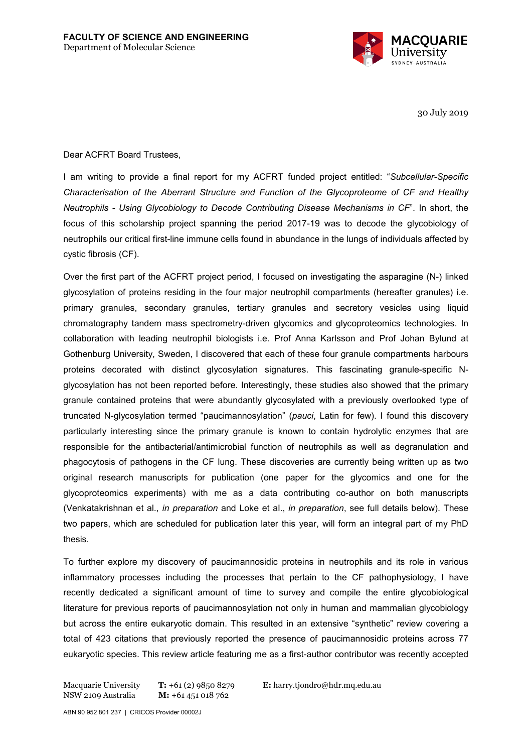**FACULTY OF SCIENCE AND ENGINEERING**
Department of Molecular Science

30 July 2019

Dear ACFRT Board Trustees,

I am writing to provide a final report for my ACFRT funded project entitled: "*Subcellular-Specific Characterisation of the Aberrant Structure and Function of the Glycoproteome of CF and Healthy Neutrophils - Using Glycobiology to Decode Contributing Disease Mechanisms in CF*". In short, the focus of this scholarship project spanning the period 2017-19 was to decode the glycobiology of neutrophils our critical first-line immune cells found in abundance in the lungs of individuals affected by cystic fibrosis (CF).

Over the first part of the ACFRT project period, I focused on investigating the asparagine (N-) linked glycosylation of proteins residing in the four major neutrophil compartments (hereafter granules) i.e. primary granules, secondary granules, tertiary granules and secretory vesicles using liquid chromatography tandem mass spectrometry-driven glycomics and glycoproteomics technologies. In collaboration with leading neutrophil biologists i.e. Prof Anna Karlsson and Prof Johan Bylund at Gothenburg University, Sweden, I discovered that each of these four granule compartments harbours proteins decorated with distinct glycosylation signatures. This fascinating granule-specific N-glycosylation has not been reported before. Interestingly, these studies also showed that the primary granule contained proteins that were abundantly glycosylated with a previously overlooked type of truncated N-glycosylation termed "paucimannosylation" (*pauci*, Latin for few). I found this discovery particularly interesting since the primary granule is known to contain hydrolytic enzymes that are responsible for the antibacterial/antimicrobial function of neutrophils as well as degranulation and phagocytosis of pathogens in the CF lung. These discoveries are currently being written up as two original research manuscripts for publication (one paper for the glycomics and one for the glycoproteomics experiments) with me as a data contributing co-author on both manuscripts (Venkatakrishnan et al., *in preparation* and Loke et al., *in preparation*, see full details below). These two papers, which are scheduled for publication later this year, will form an integral part of my PhD thesis.

To further explore my discovery of paucimannosidic proteins in neutrophils and its role in various inflammatory processes including the processes that pertain to the CF pathophysiology, I have recently dedicated a significant amount of time to survey and compile the entire glycobiological literature for previous reports of paucimannosylation not only in human and mammalian glycobiology but across the entire eukaryotic domain. This resulted in an extensive "synthetic" review covering a total of 423 citations that previously reported the presence of paucimannosidic proteins across 77 eukaryotic species. This review article featuring me as a first-author contributor was recently accepted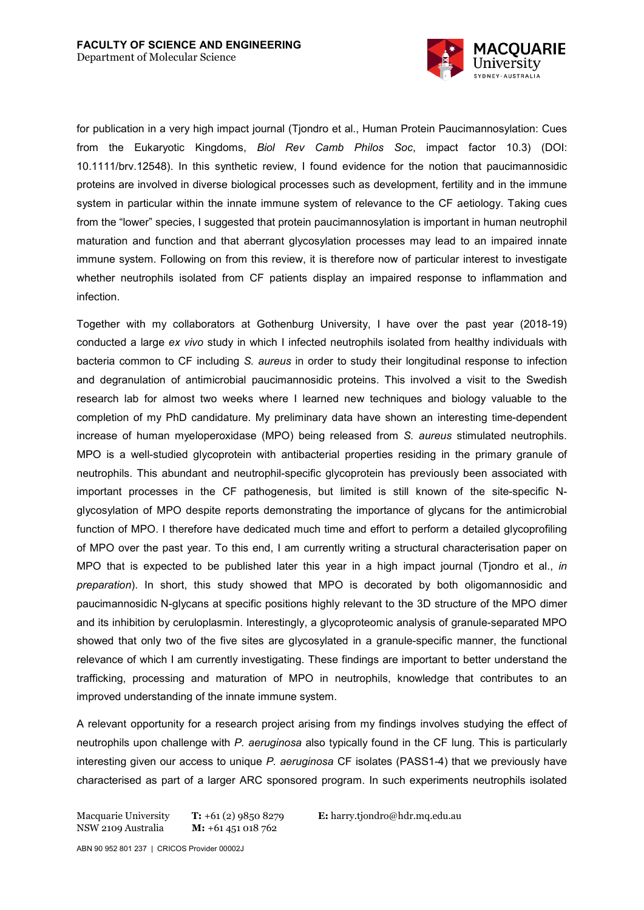for publication in a very high impact journal (Tjondro et al., Human Protein Paucimannosylation: Cues from the Eukaryotic Kingdoms, *Biol Rev Camb Philos Soc*, impact factor 10.3) (DOI: 10.1111/brv.12548). In this synthetic review, I found evidence for the notion that paucimannosidic proteins are involved in diverse biological processes such as development, fertility and in the immune system in particular within the innate immune system of relevance to the CF aetiology. Taking cues from the "lower" species, I suggested that protein paucimannosylation is important in human neutrophil maturation and function and that aberrant glycosylation processes may lead to an impaired innate immune system. Following on from this review, it is therefore now of particular interest to investigate whether neutrophils isolated from CF patients display an impaired response to inflammation and infection.

Together with my collaborators at Gothenburg University, I have over the past year (2018-19) conducted a large *ex vivo* study in which I infected neutrophils isolated from healthy individuals with bacteria common to CF including *S. aureus* in order to study their longitudinal response to infection and degranulation of antimicrobial paucimannosidic proteins. This involved a visit to the Swedish research lab for almost two weeks where I learned new techniques and biology valuable to the completion of my PhD candidature. My preliminary data have shown an interesting time-dependent increase of human myeloperoxidase (MPO) being released from *S. aureus* stimulated neutrophils. MPO is a well-studied glycoprotein with antibacterial properties residing in the primary granule of neutrophils. This abundant and neutrophil-specific glycoprotein has previously been associated with important processes in the CF pathogenesis, but limited is still known of the site-specific N-glycosylation of MPO despite reports demonstrating the importance of glycans for the antimicrobial function of MPO. I therefore have dedicated much time and effort to perform a detailed glycoprofiling of MPO over the past year. To this end, I am currently writing a structural characterisation paper on MPO that is expected to be published later this year in a high impact journal (Tjondro et al., *in preparation*). In short, this study showed that MPO is decorated by both oligomannosidic and paucimannosidic N-glycans at specific positions highly relevant to the 3D structure of the MPO dimer and its inhibition by ceruloplasmin. Interestingly, a glycoproteomic analysis of granule-separated MPO showed that only two of the five sites are glycosylated in a granule-specific manner, the functional relevance of which I am currently investigating. These findings are important to better understand the trafficking, processing and maturation of MPO in neutrophils, knowledge that contributes to an improved understanding of the innate immune system.

A relevant opportunity for a research project arising from my findings involves studying the effect of neutrophils upon challenge with *P. aeruginosa* also typically found in the CF lung. This is particularly interesting given our access to unique *P. aeruginosa* CF isolates (PASS1-4) that we previously have characterised as part of a larger ARC sponsored program. In such experiments neutrophils isolated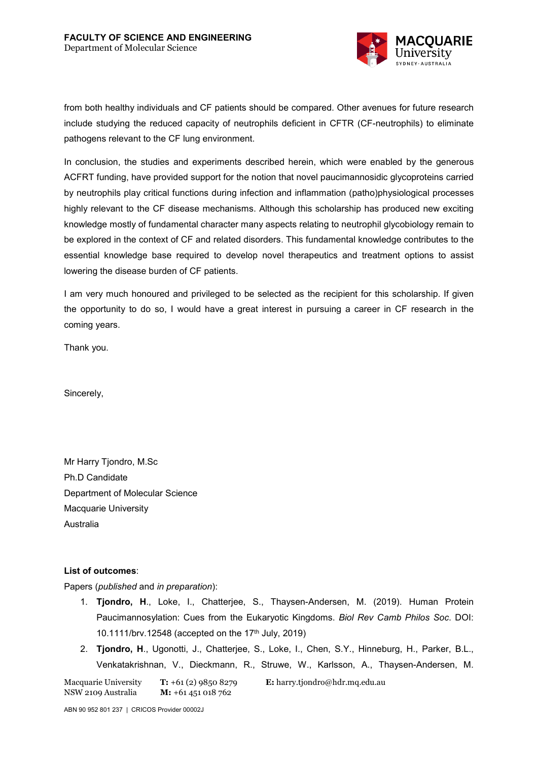from both healthy individuals and CF patients should be compared. Other avenues for future research include studying the reduced capacity of neutrophils deficient in CFTR (CF-neutrophils) to eliminate pathogens relevant to the CF lung environment.

In conclusion, the studies and experiments described herein, which were enabled by the generous ACFRT funding, have provided support for the notion that novel paucimannosidic glycoproteins carried by neutrophils play critical functions during infection and inflammation (patho)physiological processes highly relevant to the CF disease mechanisms. Although this scholarship has produced new exciting knowledge mostly of fundamental character many aspects relating to neutrophil glycobiology remain to be explored in the context of CF and related disorders. This fundamental knowledge contributes to the essential knowledge base required to develop novel therapeutics and treatment options to assist lowering the disease burden of CF patients.

I am very much honoured and privileged to be selected as the recipient for this scholarship. If given the opportunity to do so, I would have a great interest in pursuing a career in CF research in the coming years.

Thank you.

Sincerely,

Mr Harry Tjondro, M.Sc
Ph.D Candidate
Department of Molecular Science
Macquarie University
Australia

**List of outcomes**:

Papers (*published* and *in preparation*):

1. **Tjondro, H**., Loke, I., Chatterjee, S., Thaysen-Andersen, M. (2019). Human Protein Paucimannosylation: Cues from the Eukaryotic Kingdoms. *Biol Rev Camb Philos Soc*. DOI: 10.1111/brv.12548 (accepted on the 17th July, 2019)
2. **Tjondro, H**., Ugonotti, J., Chatterjee, S., Loke, I., Chen, S.Y., Hinneburg, H., Parker, B.L., Venkatakrishnan, V., Dieckmann, R., Struwe, W., Karlsson, A., Thaysen-Andersen, M.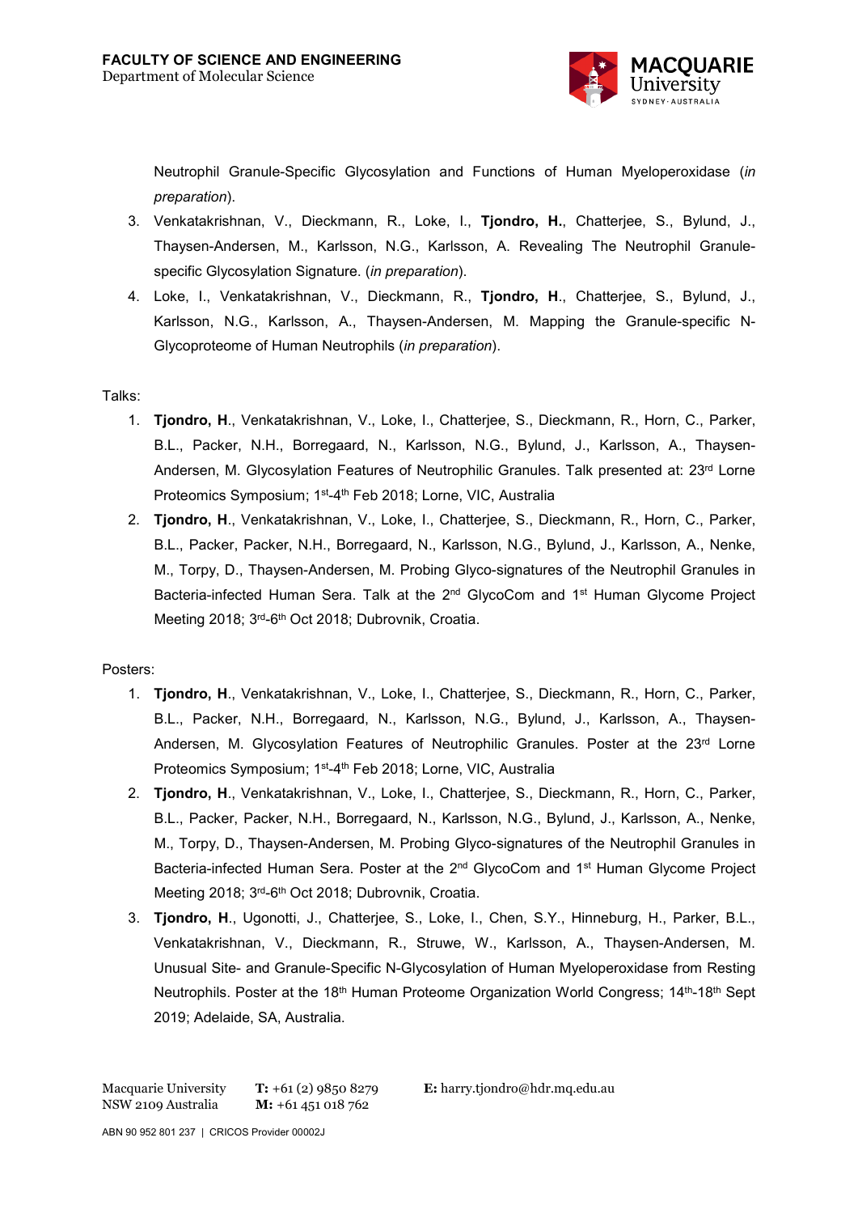Neutrophil Granule-Specific Glycosylation and Functions of Human Myeloperoxidase (*in preparation*).

3. Venkatakrishnan, V., Dieckmann, R., Loke, I., **Tjondro, H.**, Chatterjee, S., Bylund, J., Thaysen-Andersen, M., Karlsson, N.G., Karlsson, A. Revealing The Neutrophil Granule-specific Glycosylation Signature. (*in preparation*).
4. Loke, I., Venkatakrishnan, V., Dieckmann, R., **Tjondro, H**., Chatterjee, S., Bylund, J., Karlsson, N.G., Karlsson, A., Thaysen-Andersen, M. Mapping the Granule-specific N-Glycoproteome of Human Neutrophils (*in preparation*).

Talks:

1. **Tjondro, H**., Venkatakrishnan, V., Loke, I., Chatterjee, S., Dieckmann, R., Horn, C., Parker, B.L., Packer, N.H., Borregaard, N., Karlsson, N.G., Bylund, J., Karlsson, A., Thaysen-Andersen, M. Glycosylation Features of Neutrophilic Granules. Talk presented at: 23rd Lorne Proteomics Symposium; 1st-4th Feb 2018; Lorne, VIC, Australia
2. **Tjondro, H**., Venkatakrishnan, V., Loke, I., Chatterjee, S., Dieckmann, R., Horn, C., Parker, B.L., Packer, Packer, N.H., Borregaard, N., Karlsson, N.G., Bylund, J., Karlsson, A., Nenke, M., Torpy, D., Thaysen-Andersen, M. Probing Glyco-signatures of the Neutrophil Granules in Bacteria-infected Human Sera. Talk at the 2nd GlycoCom and 1st Human Glycome Project Meeting 2018; 3rd-6th Oct 2018; Dubrovnik, Croatia.

Posters:

1. **Tjondro, H**., Venkatakrishnan, V., Loke, I., Chatterjee, S., Dieckmann, R., Horn, C., Parker, B.L., Packer, N.H., Borregaard, N., Karlsson, N.G., Bylund, J., Karlsson, A., Thaysen-Andersen, M. Glycosylation Features of Neutrophilic Granules. Poster at the 23rd Lorne Proteomics Symposium; 1st-4th Feb 2018; Lorne, VIC, Australia
2. **Tjondro, H**., Venkatakrishnan, V., Loke, I., Chatterjee, S., Dieckmann, R., Horn, C., Parker, B.L., Packer, Packer, N.H., Borregaard, N., Karlsson, N.G., Bylund, J., Karlsson, A., Nenke, M., Torpy, D., Thaysen-Andersen, M. Probing Glyco-signatures of the Neutrophil Granules in Bacteria-infected Human Sera. Poster at the 2nd GlycoCom and 1st Human Glycome Project Meeting 2018; 3rd-6th Oct 2018; Dubrovnik, Croatia.
3. **Tjondro, H**., Ugonotti, J., Chatterjee, S., Loke, I., Chen, S.Y., Hinneburg, H., Parker, B.L., Venkatakrishnan, V., Dieckmann, R., Struwe, W., Karlsson, A., Thaysen-Andersen, M. Unusual Site- and Granule-Specific N-Glycosylation of Human Myeloperoxidase from Resting Neutrophils. Poster at the 18th Human Proteome Organization World Congress; 14th-18th Sept 2019; Adelaide, SA, Australia.